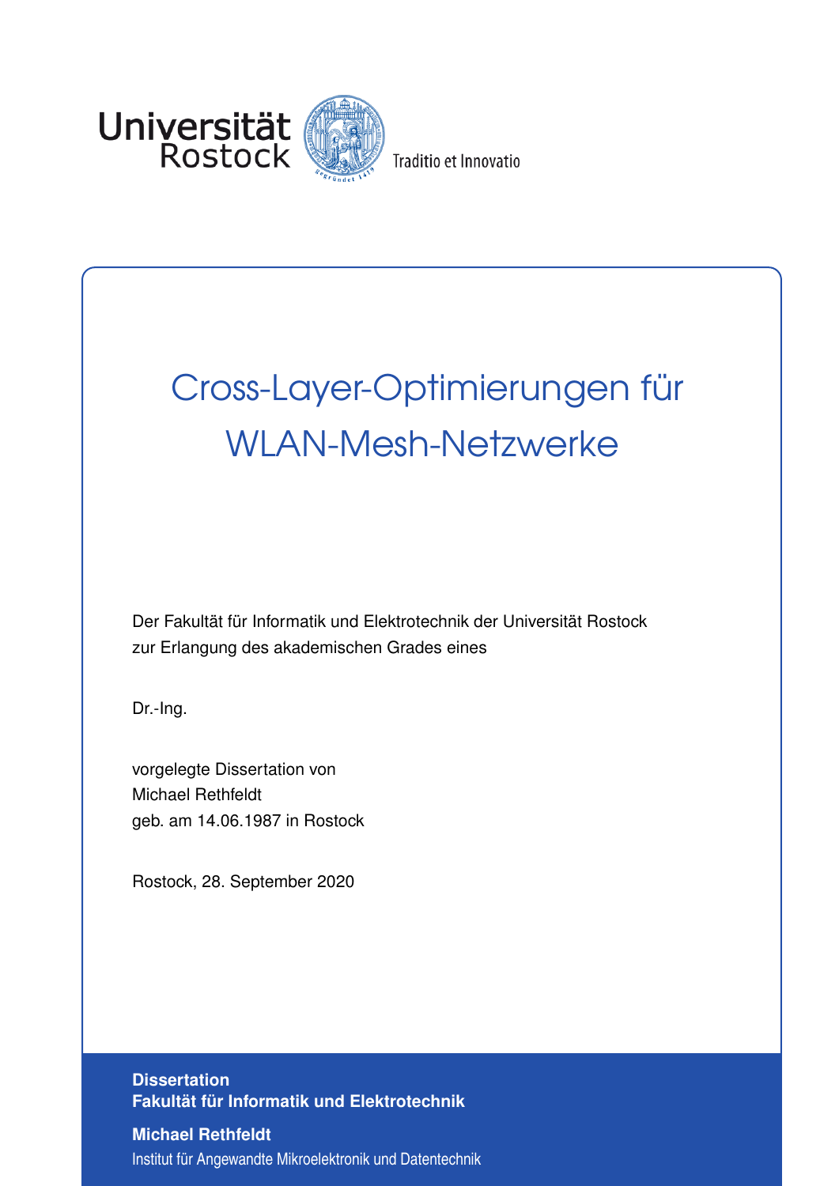Universität Rostock

Traditio et Innovatio

# Cross-Layer-Optimierungen für WLAN-Mesh-Netzwerke

Der Fakultät für Informatik und Elektrotechnik der Universität Rostock
zur Erlangung des akademischen Grades eines

Dr.-Ing.

vorgelegte Dissertation von
Michael Rethfeldt
geb. am 14.06.1987 in Rostock

Rostock, 28. September 2020

**Dissertation**
**Fakultät für Informatik und Elektrotechnik**

**Michael Rethfeldt**
Institut für Angewandte Mikroelektronik und Datentechnik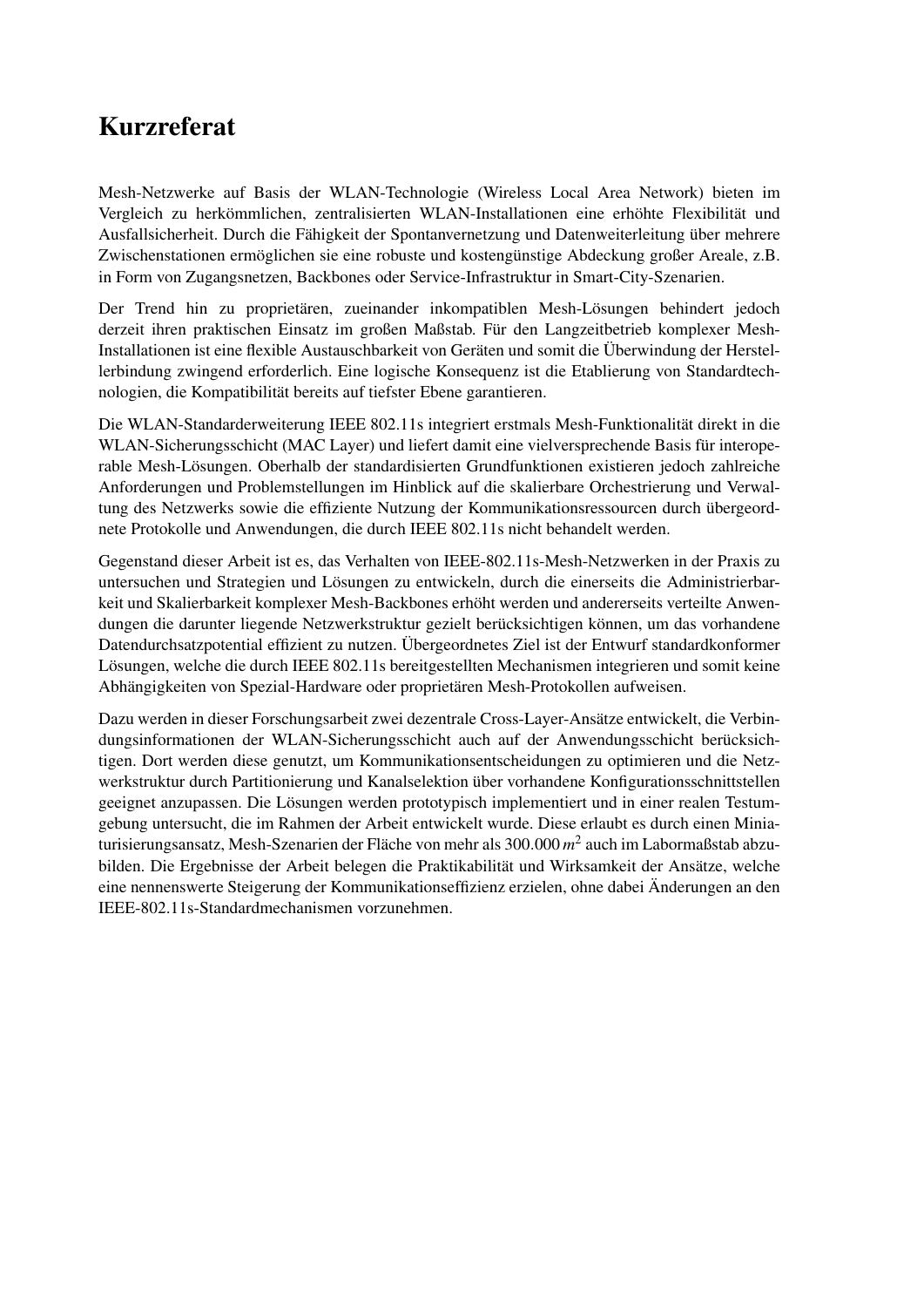# Kurzreferat

Mesh-Netzwerke auf Basis der WLAN-Technologie (Wireless Local Area Network) bieten im Vergleich zu herkömmlichen, zentralisierten WLAN-Installationen eine erhöhte Flexibilität und Ausfallsicherheit. Durch die Fähigkeit der Spontanvernetzung und Datenweiterleitung über mehrere Zwischenstationen ermöglichen sie eine robuste und kostengünstige Abdeckung großer Areale, z.B. in Form von Zugangsnetzen, Backbones oder Service-Infrastruktur in Smart-City-Szenarien.

Der Trend hin zu proprietären, zueinander inkompatiblen Mesh-Lösungen behindert jedoch derzeit ihren praktischen Einsatz im großen Maßstab. Für den Langzeitbetrieb komplexer Mesh-Installationen ist eine flexible Austauschbarkeit von Geräten und somit die Überwindung der Herstellerbindung zwingend erforderlich. Eine logische Konsequenz ist die Etablierung von Standardtechnologien, die Kompatibilität bereits auf tiefster Ebene garantieren.

Die WLAN-Standarderweiterung IEEE 802.11s integriert erstmals Mesh-Funktionalität direkt in die WLAN-Sicherungsschicht (MAC Layer) und liefert damit eine vielversprechende Basis für interoperable Mesh-Lösungen. Oberhalb der standardisierten Grundfunktionen existieren jedoch zahlreiche Anforderungen und Problemstellungen im Hinblick auf die skalierbare Orchestrierung und Verwaltung des Netzwerks sowie die effiziente Nutzung der Kommunikationsressourcen durch übergeordnete Protokolle und Anwendungen, die durch IEEE 802.11s nicht behandelt werden.

Gegenstand dieser Arbeit ist es, das Verhalten von IEEE-802.11s-Mesh-Netzwerken in der Praxis zu untersuchen und Strategien und Lösungen zu entwickeln, durch die einerseits die Administrierbarkeit und Skalierbarkeit komplexer Mesh-Backbones erhöht werden und andererseits verteilte Anwendungen die darunter liegende Netzwerkstruktur gezielt berücksichtigen können, um das vorhandene Datendurchsatzpotential effizient zu nutzen. Übergeordnetes Ziel ist der Entwurf standardkonformer Lösungen, welche die durch IEEE 802.11s bereitgestellten Mechanismen integrieren und somit keine Abhängigkeiten von Spezial-Hardware oder proprietären Mesh-Protokollen aufweisen.

Dazu werden in dieser Forschungsarbeit zwei dezentrale Cross-Layer-Ansätze entwickelt, die Verbindungsinformationen der WLAN-Sicherungsschicht auch auf der Anwendungsschicht berücksichtigen. Dort werden diese genutzt, um Kommunikationsentscheidungen zu optimieren und die Netzwerkstruktur durch Partitionierung und Kanalselektion über vorhandene Konfigurationsschnittstellen geeignet anzupassen. Die Lösungen werden prototypisch implementiert und in einer realen Testumgebung untersucht, die im Rahmen der Arbeit entwickelt wurde. Diese erlaubt es durch einen Miniaturisierungsansatz, Mesh-Szenarien der Fläche von mehr als 300.000 $m^2$ auch im Labormaßstab abzubilden. Die Ergebnisse der Arbeit belegen die Praktikabilität und Wirksamkeit der Ansätze, welche eine nennenswerte Steigerung der Kommunikationseffizienz erzielen, ohne dabei Änderungen an den IEEE-802.11s-Standardmechanismen vorzunehmen.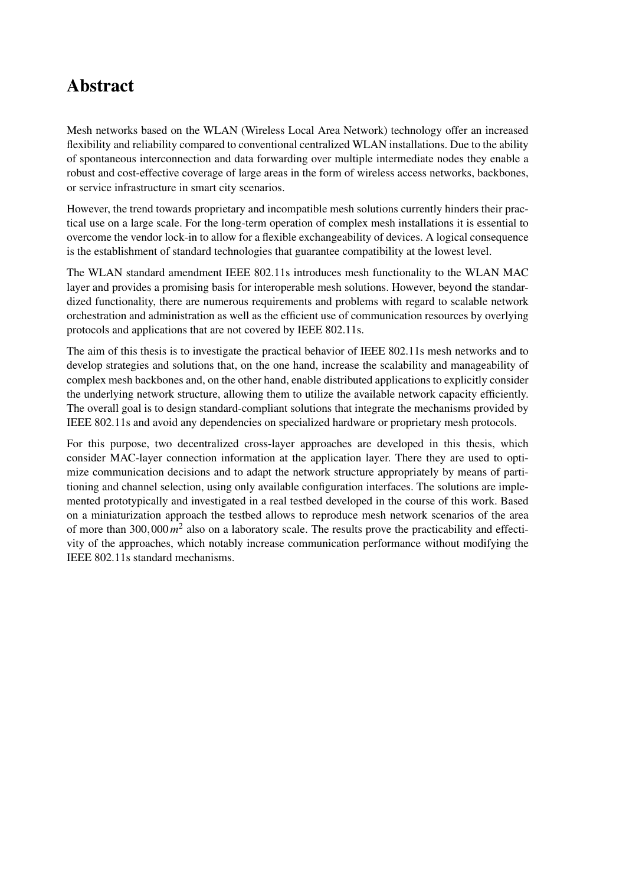# Abstract

Mesh networks based on the WLAN (Wireless Local Area Network) technology offer an increased flexibility and reliability compared to conventional centralized WLAN installations. Due to the ability of spontaneous interconnection and data forwarding over multiple intermediate nodes they enable a robust and cost-effective coverage of large areas in the form of wireless access networks, backbones, or service infrastructure in smart city scenarios.

However, the trend towards proprietary and incompatible mesh solutions currently hinders their practical use on a large scale. For the long-term operation of complex mesh installations it is essential to overcome the vendor lock-in to allow for a flexible exchangeability of devices. A logical consequence is the establishment of standard technologies that guarantee compatibility at the lowest level.

The WLAN standard amendment IEEE 802.11s introduces mesh functionality to the WLAN MAC layer and provides a promising basis for interoperable mesh solutions. However, beyond the standardized functionality, there are numerous requirements and problems with regard to scalable network orchestration and administration as well as the efficient use of communication resources by overlying protocols and applications that are not covered by IEEE 802.11s.

The aim of this thesis is to investigate the practical behavior of IEEE 802.11s mesh networks and to develop strategies and solutions that, on the one hand, increase the scalability and manageability of complex mesh backbones and, on the other hand, enable distributed applications to explicitly consider the underlying network structure, allowing them to utilize the available network capacity efficiently. The overall goal is to design standard-compliant solutions that integrate the mechanisms provided by IEEE 802.11s and avoid any dependencies on specialized hardware or proprietary mesh protocols.

For this purpose, two decentralized cross-layer approaches are developed in this thesis, which consider MAC-layer connection information at the application layer. There they are used to optimize communication decisions and to adapt the network structure appropriately by means of partitioning and channel selection, using only available configuration interfaces. The solutions are implemented prototypically and investigated in a real testbed developed in the course of this work. Based on a miniaturization approach the testbed allows to reproduce mesh network scenarios of the area of more than $300,000\,m^2$ also on a laboratory scale. The results prove the practicability and effectivity of the approaches, which notably increase communication performance without modifying the IEEE 802.11s standard mechanisms.